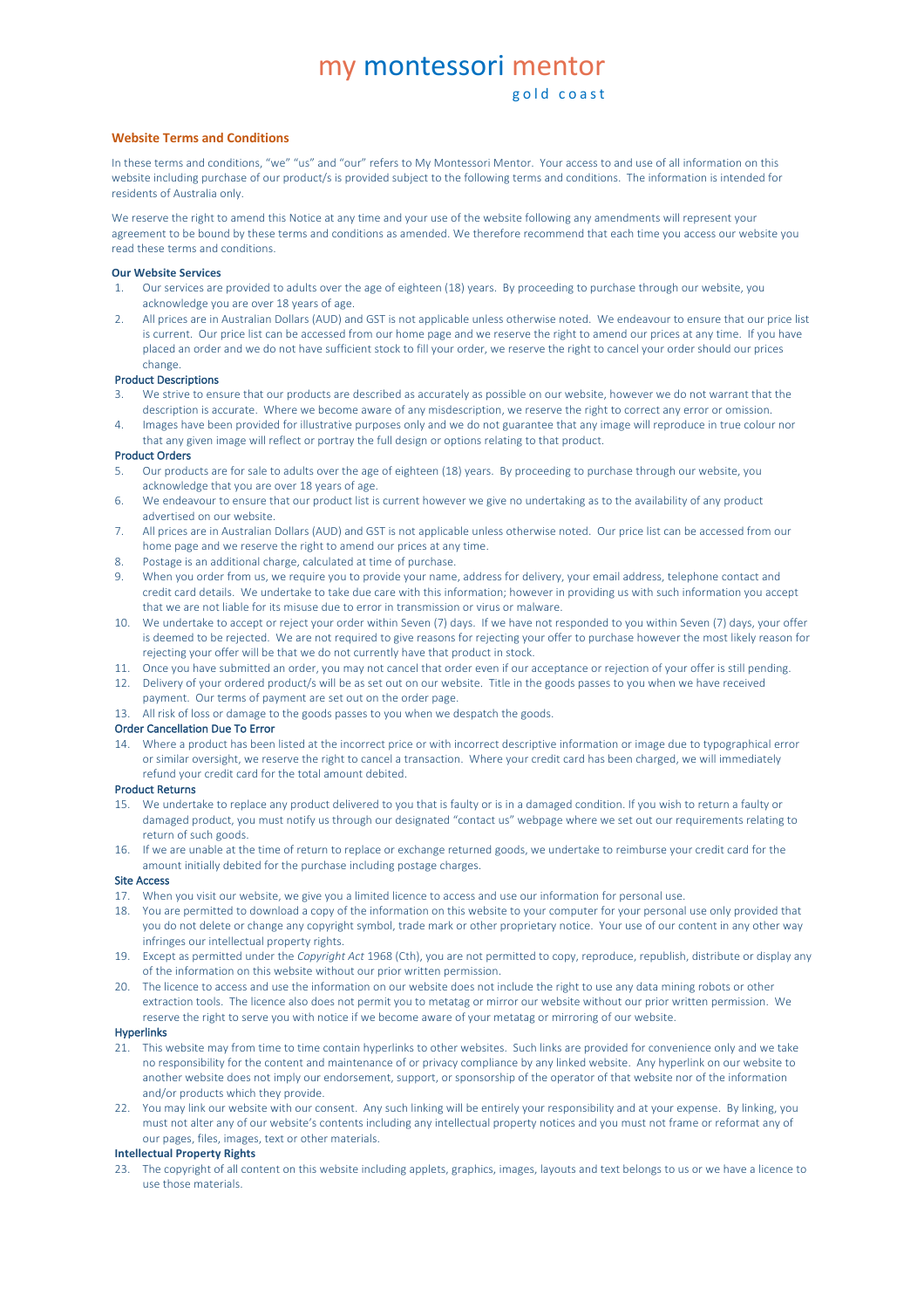# my montessori mentor

gold coast

## Website Terms and Conditions

In these terms and conditions, "we" "us" and "our" refers to My Montessori Mentor. Your access to and use of all information on this website including purchase of our product/s is provided subject to the following terms and conditions. The information is intended for residents of Australia only.

We reserve the right to amend this Notice at any time and your use of the website following any amendments will represent your agreement to be bound by these terms and conditions as amended. We therefore recommend that each time you access our website you read these terms and conditions.

### Our Website Services

1. Our services are provided to adults over the age of eighteen (18) years. By proceeding to purchase through our website, you acknowledge you are over 18 years of age.
2. All prices are in Australian Dollars (AUD) and GST is not applicable unless otherwise noted. We endeavour to ensure that our price list is current. Our price list can be accessed from our home page and we reserve the right to amend our prices at any time. If you have placed an order and we do not have sufficient stock to fill your order, we reserve the right to cancel your order should our prices change.

### Product Descriptions

3. We strive to ensure that our products are described as accurately as possible on our website, however we do not warrant that the description is accurate. Where we become aware of any misdescription, we reserve the right to correct any error or omission.
4. Images have been provided for illustrative purposes only and we do not guarantee that any image will reproduce in true colour nor that any given image will reflect or portray the full design or options relating to that product.

### Product Orders

5. Our products are for sale to adults over the age of eighteen (18) years. By proceeding to purchase through our website, you acknowledge that you are over 18 years of age.
6. We endeavour to ensure that our product list is current however we give no undertaking as to the availability of any product advertised on our website.
7. All prices are in Australian Dollars (AUD) and GST is not applicable unless otherwise noted. Our price list can be accessed from our home page and we reserve the right to amend our prices at any time.
8. Postage is an additional charge, calculated at time of purchase.
9. When you order from us, we require you to provide your name, address for delivery, your email address, telephone contact and credit card details. We undertake to take due care with this information; however in providing us with such information you accept that we are not liable for its misuse due to error in transmission or virus or malware.
10. We undertake to accept or reject your order within Seven (7) days. If we have not responded to you within Seven (7) days, your offer is deemed to be rejected. We are not required to give reasons for rejecting your offer to purchase however the most likely reason for rejecting your offer will be that we do not currently have that product in stock.
11. Once you have submitted an order, you may not cancel that order even if our acceptance or rejection of your offer is still pending.
12. Delivery of your ordered product/s will be as set out on our website. Title in the goods passes to you when we have received payment. Our terms of payment are set out on the order page.
13. All risk of loss or damage to the goods passes to you when we despatch the goods.

### Order Cancellation Due To Error

14. Where a product has been listed at the incorrect price or with incorrect descriptive information or image due to typographical error or similar oversight, we reserve the right to cancel a transaction. Where your credit card has been charged, we will immediately refund your credit card for the total amount debited.

### Product Returns

15. We undertake to replace any product delivered to you that is faulty or is in a damaged condition. If you wish to return a faulty or damaged product, you must notify us through our designated "contact us" webpage where we set out our requirements relating to return of such goods.
16. If we are unable at the time of return to replace or exchange returned goods, we undertake to reimburse your credit card for the amount initially debited for the purchase including postage charges.

### Site Access

17. When you visit our website, we give you a limited licence to access and use our information for personal use.
18. You are permitted to download a copy of the information on this website to your computer for your personal use only provided that you do not delete or change any copyright symbol, trade mark or other proprietary notice. Your use of our content in any other way infringes our intellectual property rights.
19. Except as permitted under the *Copyright Act* 1968 (Cth), you are not permitted to copy, reproduce, republish, distribute or display any of the information on this website without our prior written permission.
20. The licence to access and use the information on our website does not include the right to use any data mining robots or other extraction tools. The licence also does not permit you to metatag or mirror our website without our prior written permission. We reserve the right to serve you with notice if we become aware of your metatag or mirroring of our website.

### Hyperlinks

21. This website may from time to time contain hyperlinks to other websites. Such links are provided for convenience only and we take no responsibility for the content and maintenance of or privacy compliance by any linked website. Any hyperlink on our website to another website does not imply our endorsement, support, or sponsorship of the operator of that website nor of the information and/or products which they provide.
22. You may link our website with our consent. Any such linking will be entirely your responsibility and at your expense. By linking, you must not alter any of our website's contents including any intellectual property notices and you must not frame or reformat any of our pages, files, images, text or other materials.

### Intellectual Property Rights

23. The copyright of all content on this website including applets, graphics, images, layouts and text belongs to us or we have a licence to use those materials.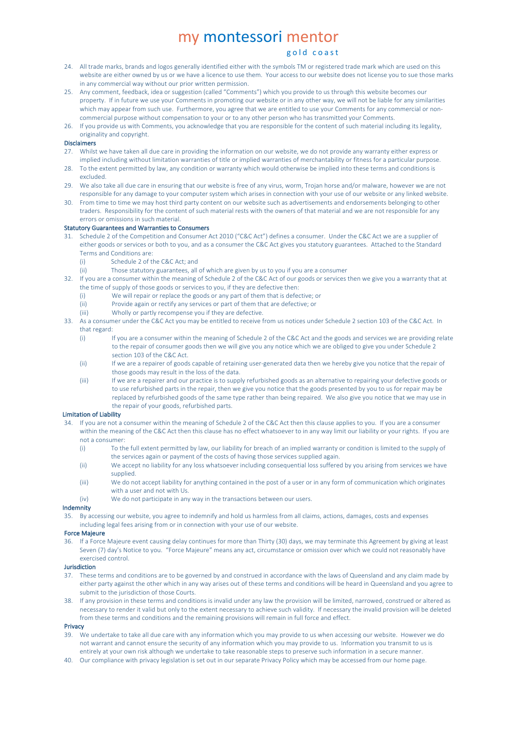24. All trade marks, brands and logos generally identified either with the symbols TM or registered trade mark which are used on this website are either owned by us or we have a licence to use them. Your access to our website does not license you to sue those marks in any commercial way without our prior written permission.
25. Any comment, feedback, idea or suggestion (called "Comments") which you provide to us through this website becomes our property. If in future we use your Comments in promoting our website or in any other way, we will not be liable for any similarities which may appear from such use. Furthermore, you agree that we are entitled to use your Comments for any commercial or non-commercial purpose without compensation to your or to any other person who has transmitted your Comments.
26. If you provide us with Comments, you acknowledge that you are responsible for the content of such material including its legality, originality and copyright.

### Disclaimers

27. Whilst we have taken all due care in providing the information on our website, we do not provide any warranty either express or implied including without limitation warranties of title or implied warranties of merchantability or fitness for a particular purpose.
28. To the extent permitted by law, any condition or warranty which would otherwise be implied into these terms and conditions is excluded.
29. We also take all due care in ensuring that our website is free of any virus, worm, Trojan horse and/or malware, however we are not responsible for any damage to your computer system which arises in connection with your use of our website or any linked website.
30. From time to time we may host third party content on our website such as advertisements and endorsements belonging to other traders. Responsibility for the content of such material rests with the owners of that material and we are not responsible for any errors or omissions in such material.

### Statutory Guarantees and Warranties to Consumers

31. Schedule 2 of the Competition and Consumer Act 2010 ("C&C Act") defines a consumer. Under the C&C Act we are a supplier of either goods or services or both to you, and as a consumer the C&C Act gives you statutory guarantees. Attached to the Standard Terms and Conditions are:
    (i) Schedule 2 of the C&C Act; and
    (ii) Those statutory guarantees, all of which are given by us to you if you are a consumer
32. If you are a consumer within the meaning of Schedule 2 of the C&C Act of our goods or services then we give you a warranty that at the time of supply of those goods or services to you, if they are defective then:
    (i) We will repair or replace the goods or any part of them that is defective; or
    (ii) Provide again or rectify any services or part of them that are defective; or
    (iii) Wholly or partly recompense you if they are defective.
33. As a consumer under the C&C Act you may be entitled to receive from us notices under Schedule 2 section 103 of the C&C Act. In that regard:
    (i) If you are a consumer within the meaning of Schedule 2 of the C&C Act and the goods and services we are providing relate to the repair of consumer goods then we will give you any notice which we are obliged to give you under Schedule 2 section 103 of the C&C Act.
    (ii) If we are a repairer of goods capable of retaining user-generated data then we hereby give you notice that the repair of those goods may result in the loss of the data.
    (iii) If we are a repairer and our practice is to supply refurbished goods as an alternative to repairing your defective goods or to use refurbished parts in the repair, then we give you notice that the goods presented by you to us for repair may be replaced by refurbished goods of the same type rather than being repaired. We also give you notice that we may use in the repair of your goods, refurbished parts.

### Limitation of Liability

34. If you are not a consumer within the meaning of Schedule 2 of the C&C Act then this clause applies to you. If you are a consumer within the meaning of the C&C Act then this clause has no effect whatsoever to in any way limit our liability or your rights. If you are not a consumer:
    (i) To the full extent permitted by law, our liability for breach of an implied warranty or condition is limited to the supply of the services again or payment of the costs of having those services supplied again.
    (ii) We accept no liability for any loss whatsoever including consequential loss suffered by you arising from services we have supplied.
    (iii) We do not accept liability for anything contained in the post of a user or in any form of communication which originates with a user and not with Us.
    (iv) We do not participate in any way in the transactions between our users.

### Indemnity

35. By accessing our website, you agree to indemnify and hold us harmless from all claims, actions, damages, costs and expenses including legal fees arising from or in connection with your use of our website.

### Force Majeure

36. If a Force Majeure event causing delay continues for more than Thirty (30) days, we may terminate this Agreement by giving at least Seven (7) day's Notice to you. "Force Majeure" means any act, circumstance or omission over which we could not reasonably have exercised control.

### Jurisdiction

37. These terms and conditions are to be governed by and construed in accordance with the laws of Queensland and any claim made by either party against the other which in any way arises out of these terms and conditions will be heard in Queensland and you agree to submit to the jurisdiction of those Courts.
38. If any provision in these terms and conditions is invalid under any law the provision will be limited, narrowed, construed or altered as necessary to render it valid but only to the extent necessary to achieve such validity. If necessary the invalid provision will be deleted from these terms and conditions and the remaining provisions will remain in full force and effect.

### Privacy

39. We undertake to take all due care with any information which you may provide to us when accessing our website. However we do not warrant and cannot ensure the security of any information which you may provide to us. Information you transmit to us is entirely at your own risk although we undertake to take reasonable steps to preserve such information in a secure manner.
40. Our compliance with privacy legislation is set out in our separate Privacy Policy which may be accessed from our home page.